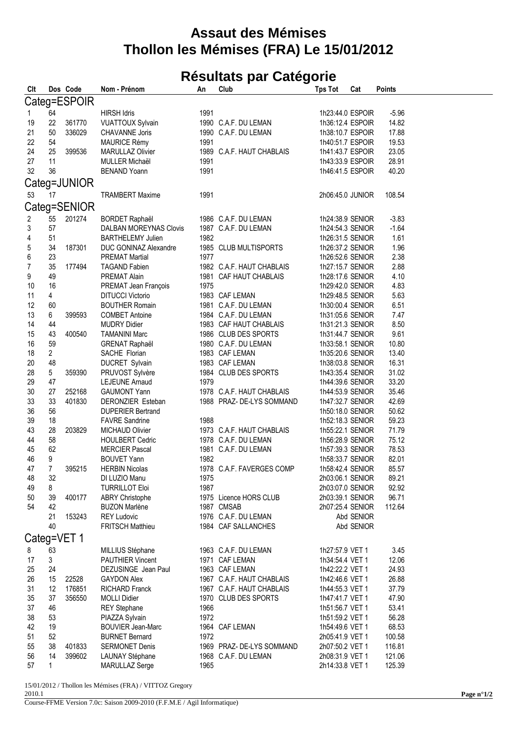# Assaut des Mémises
# Thollon les Mémises (FRA) Le 15/01/2012

## Résultats par Catégorie

| Clt | Dos | Code | Nom - Prénom | An | Club | Tps Tot | Cat | Points |
|---|---|---|---|---|---|---|---|---|
| **Categ=ESPOIR** | | | | | | | | |
| 1 | 64 | | HIRSH Idris | 1991 | | 1h23:44.0 | ESPOIR | -5.96 |
| 19 | 22 | 361770 | VUATTOUX Sylvain | 1990 | C.A.F. DU LEMAN | 1h36:12.4 | ESPOIR | 14.82 |
| 21 | 50 | 336029 | CHAVANNE Joris | 1990 | C.A.F. DU LEMAN | 1h38:10.7 | ESPOIR | 17.88 |
| 22 | 54 | | MAURICE Rémy | 1991 | | 1h40:51.7 | ESPOIR | 19.53 |
| 24 | 25 | 399536 | MARULLAZ Olivier | 1989 | C.A.F. HAUT CHABLAIS | 1h41:43.7 | ESPOIR | 23.05 |
| 27 | 11 | | MULLER Michaël | 1991 | | 1h43:33.9 | ESPOIR | 28.91 |
| 32 | 36 | | BENAND Yoann | 1991 | | 1h46:41.5 | ESPOIR | 40.20 |
| **Categ=JUNIOR** | | | | | | | | |
| 53 | 17 | | TRAMBERT Maxime | 1991 | | 2h06:45.0 | JUNIOR | 108.54 |
| **Categ=SENIOR** | | | | | | | | |
| 2 | 55 | 201274 | BORDET Raphaël | 1986 | C.A.F. DU LEMAN | 1h24:38.9 | SENIOR | -3.83 |
| 3 | 57 | | DALBAN MOREYNAS Clovis | 1987 | C.A.F. DU LEMAN | 1h24:54.3 | SENIOR | -1.64 |
| 4 | 51 | | BARTHELEMY Julien | 1982 | | 1h26:31.5 | SENIOR | 1.61 |
| 5 | 34 | 187301 | DUC GONINAZ Alexandre | 1985 | CLUB MULTISPORTS | 1h26:37.2 | SENIOR | 1.96 |
| 6 | 23 | | PREMAT Martial | 1977 | | 1h26:52.6 | SENIOR | 2.38 |
| 7 | 35 | 177494 | TAGAND Fabien | 1982 | C.A.F. HAUT CHABLAIS | 1h27:15.7 | SENIOR | 2.88 |
| 9 | 49 | | PREMAT Alain | 1981 | CAF HAUT CHABLAIS | 1h28:17.6 | SENIOR | 4.10 |
| 10 | 16 | | PREMAT Jean François | 1975 | | 1h29:42.0 | SENIOR | 4.83 |
| 11 | 4 | | DITUCCI Victorio | 1983 | CAF LEMAN | 1h29:48.5 | SENIOR | 5.63 |
| 12 | 60 | | BOUTHER Romain | 1981 | C.A.F. DU LEMAN | 1h30:00.4 | SENIOR | 6.51 |
| 13 | 6 | 399593 | COMBET Antoine | 1984 | C.A.F. DU LEMAN | 1h31:05.6 | SENIOR | 7.47 |
| 14 | 44 | | MUDRY Didier | 1983 | CAF HAUT CHABLAIS | 1h31:21.3 | SENIOR | 8.50 |
| 15 | 43 | 400540 | TAMANINI Marc | 1986 | CLUB DES SPORTS | 1h31:44.7 | SENIOR | 9.61 |
| 16 | 59 | | GRENAT Raphaël | 1980 | C.A.F. DU LEMAN | 1h33:58.1 | SENIOR | 10.80 |
| 18 | 2 | | SACHE Florian | 1983 | CAF LEMAN | 1h35:20.6 | SENIOR | 13.40 |
| 20 | 48 | | DUCRET Sylvain | 1983 | CAF LEMAN | 1h38:03.8 | SENIOR | 16.31 |
| 28 | 5 | 359390 | PRUVOST Sylvère | 1984 | CLUB DES SPORTS | 1h43:35.4 | SENIOR | 31.02 |
| 29 | 47 | | LEJEUNE Arnaud | 1979 | | 1h44:39.6 | SENIOR | 33.20 |
| 30 | 27 | 252168 | GAUMONT Yann | 1978 | C.A.F. HAUT CHABLAIS | 1h44:53.9 | SENIOR | 35.46 |
| 33 | 33 | 401830 | DERONZIER Esteban | 1988 | PRAZ- DE-LYS SOMMAND | 1h47:32.7 | SENIOR | 42.69 |
| 36 | 56 | | DUPERIER Bertrand | | | 1h50:18.0 | SENIOR | 50.62 |
| 39 | 18 | | FAVRE Sandrine | 1988 | | 1h52:18.3 | SENIOR | 59.23 |
| 43 | 28 | 203829 | MICHAUD Olivier | 1973 | C.A.F. HAUT CHABLAIS | 1h55:22.1 | SENIOR | 71.79 |
| 44 | 58 | | HOULBERT Cedric | 1978 | C.A.F. DU LEMAN | 1h56:28.9 | SENIOR | 75.12 |
| 45 | 62 | | MERCIER Pascal | 1981 | C.A.F. DU LEMAN | 1h57:39.3 | SENIOR | 78.53 |
| 46 | 9 | | BOUVET Yann | 1982 | | 1h58:33.7 | SENIOR | 82.01 |
| 47 | 7 | 395215 | HERBIN Nicolas | 1978 | C.A.F. FAVERGES COMP | 1h58:42.4 | SENIOR | 85.57 |
| 48 | 32 | | DI LUZIO Manu | 1975 | | 2h03:06.1 | SENIOR | 89.21 |
| 49 | 8 | | TURRILLOT Eloi | 1987 | | 2h03:07.0 | SENIOR | 92.92 |
| 50 | 39 | 400177 | ABRY Christophe | 1975 | Licence HORS CLUB | 2h03:39.1 | SENIOR | 96.71 |
| 54 | 42 | | BUZON Marlène | 1987 | CMSAB | 2h07:25.4 | SENIOR | 112.64 |
| | 21 | 153243 | REY Ludovic | 1976 | C.A.F. DU LEMAN | Abd | SENIOR | |
| | 40 | | FRITSCH Matthieu | 1984 | CAF SALLANCHES | Abd | SENIOR | |
| **Categ=VET 1** | | | | | | | | |
| 8 | 63 | | MILLIUS Stéphane | 1963 | C.A.F. DU LEMAN | 1h27:57.9 | VET 1 | 3.45 |
| 17 | 3 | | PAUTHIER Vincent | 1971 | CAF LEMAN | 1h34:54.4 | VET 1 | 12.06 |
| 25 | 24 | | DEZUSINGE Jean Paul | 1963 | CAF LEMAN | 1h42:22.2 | VET 1 | 24.93 |
| 26 | 15 | 22528 | GAYDON Alex | 1967 | C.A.F. HAUT CHABLAIS | 1h42:46.6 | VET 1 | 26.88 |
| 31 | 12 | 176851 | RICHARD Franck | 1967 | C.A.F. HAUT CHABLAIS | 1h44:55.3 | VET 1 | 37.79 |
| 35 | 37 | 356550 | MOLLI Didier | 1970 | CLUB DES SPORTS | 1h47:41.7 | VET 1 | 47.90 |
| 37 | 46 | | REY Stephane | 1966 | | 1h51:56.7 | VET 1 | 53.41 |
| 38 | 53 | | PIAZZA Sylvain | 1972 | | 1h51:59.2 | VET 1 | 56.28 |
| 42 | 19 | | BOUVIER Jean-Marc | 1964 | CAF LEMAN | 1h54:49.6 | VET 1 | 68.53 |
| 51 | 52 | | BURNET Bernard | 1972 | | 2h05:41.9 | VET 1 | 100.58 |
| 55 | 38 | 401833 | SERMONET Denis | 1969 | PRAZ- DE-LYS SOMMAND | 2h07:50.2 | VET 1 | 116.81 |
| 56 | 14 | 399602 | LAUNAY Stéphane | 1968 | C.A.F. DU LEMAN | 2h08:31.9 | VET 1 | 121.06 |
| 57 | 1 | | MARULLAZ Serge | 1965 | | 2h14:33.8 | VET 1 | 125.39 |

15/01/2012 / Thollon les Mémises (FRA) / VITTOZ Gregory
2010.1
Course-FFME Version 7.0c: Saison 2009-2010 (F.F.M.E / Agil Informatique)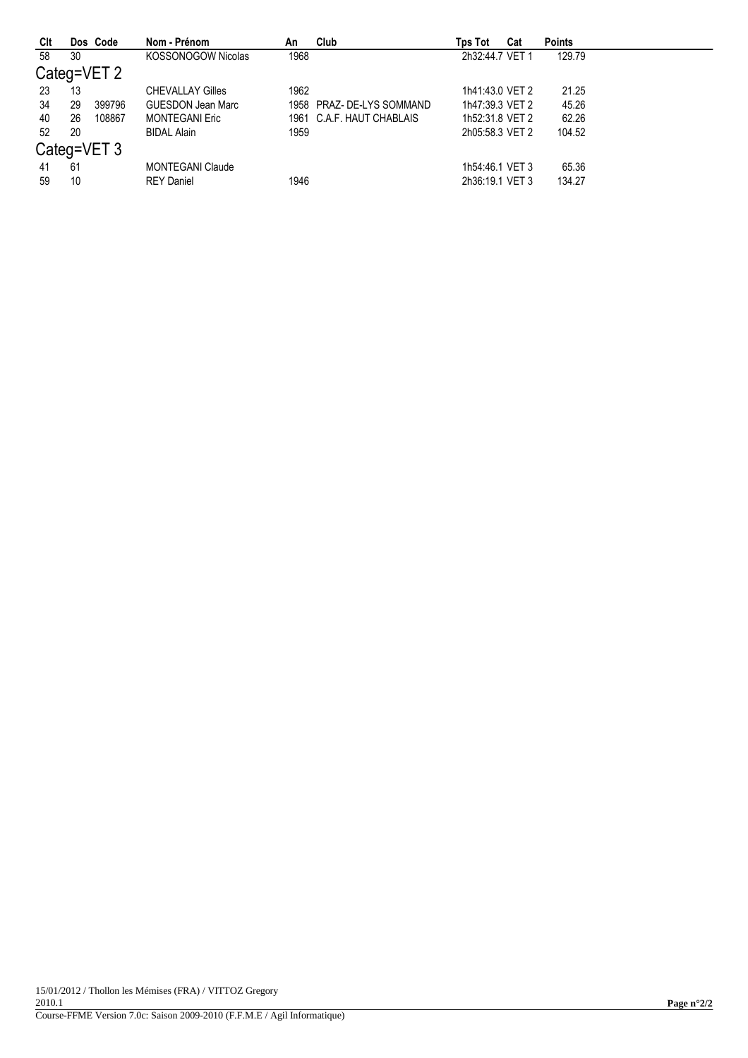| Clt | Dos | Code | Nom - Prénom | An | Club | Tps Tot | Cat | Points |
|---|---|---|---|---|---|---|---|---|
| 58 | 30 | | KOSSONOGOW Nicolas | 1968 | | 2h32:44.7 | VET 1 | 129.79 |
| Categ=VET 2 | | | | | | | | |
| 23 | 13 | | CHEVALLAY Gilles | 1962 | | 1h41:43.0 | VET 2 | 21.25 |
| 34 | 29 | 399796 | GUESDON Jean Marc | 1958 | PRAZ- DE-LYS SOMMAND | 1h47:39.3 | VET 2 | 45.26 |
| 40 | 26 | 108867 | MONTEGANI Eric | 1961 | C.A.F. HAUT CHABLAIS | 1h52:31.8 | VET 2 | 62.26 |
| 52 | 20 | | BIDAL Alain | 1959 | | 2h05:58.3 | VET 2 | 104.52 |
| Categ=VET 3 | | | | | | | | |
| 41 | 61 | | MONTEGANI Claude | | | 1h54:46.1 | VET 3 | 65.36 |
| 59 | 10 | | REY Daniel | 1946 | | 2h36:19.1 | VET 3 | 134.27 |

15/01/2012 / Thollon les Mémises (FRA) / VITTOZ Gregory
2010.1
Course-FFME Version 7.0c: Saison 2009-2010 (F.F.M.E / Agil Informatique)